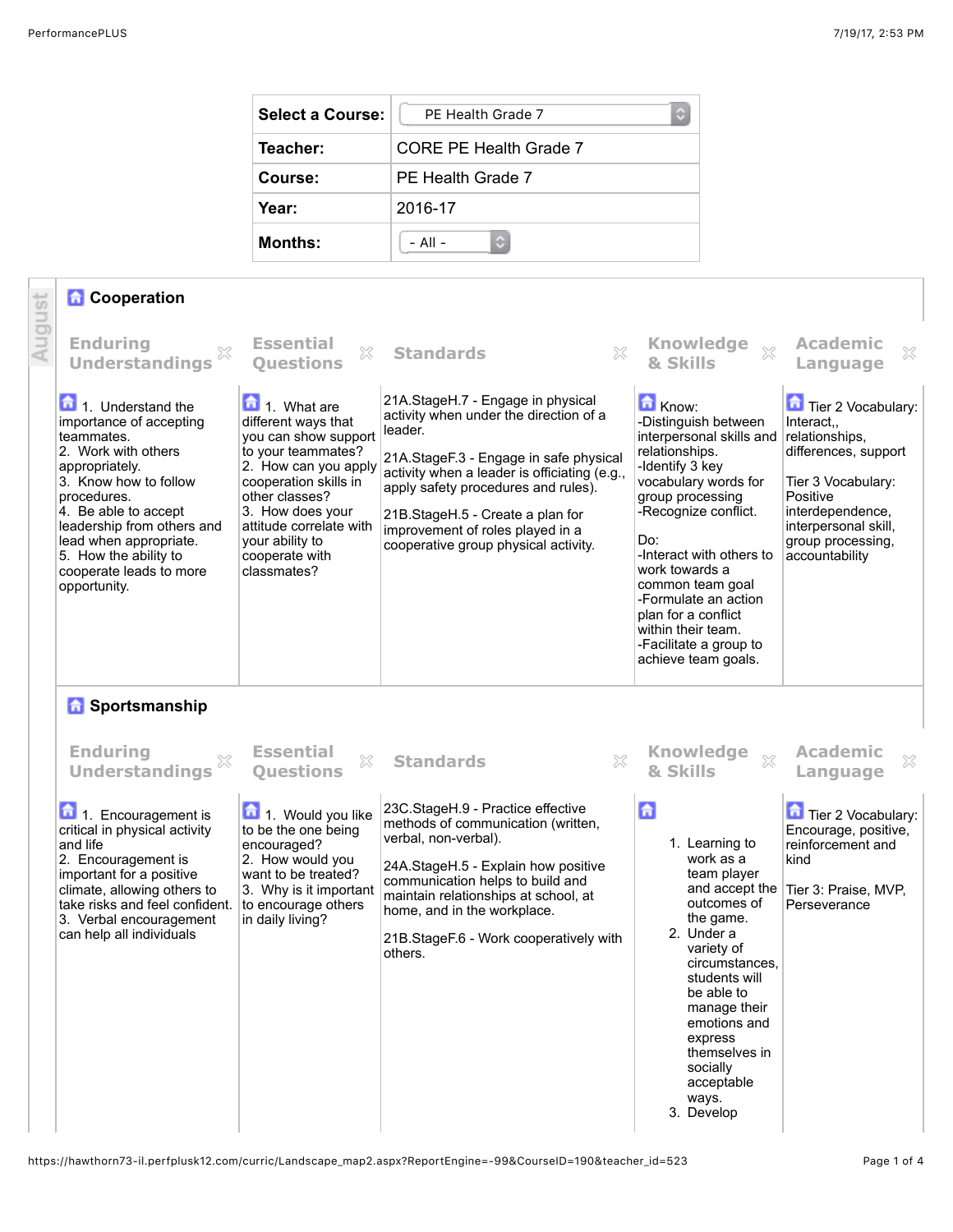| Select a Course: | PE Health Grade 7 |
|---|---|
| Teacher: | CORE PE Health Grade 7 |
| Course: | PE Health Grade 7 |
| Year: | 2016-17 |
| Months: | - All - |

August

## Cooperation

| Enduring Understandings | Essential Questions | Standards | Knowledge & Skills | Academic Language |
|---|---|---|---|---|
| 1. Understand the importance of accepting teammates.<br>2. Work with others appropriately.<br>3. Know how to follow procedures.<br>4. Be able to accept leadership from others and lead when appropriate.<br>5. How the ability to cooperate leads to more opportunity. | 1. What are different ways that you can show support to your teammates?<br>2. How can you apply cooperation skills in other classes?<br>3. How does your attitude correlate with your ability to cooperate with classmates? | 21A.StageH.7 - Engage in physical activity when under the direction of a leader.<br><br>21A.StageF.3 - Engage in safe physical activity when a leader is officiating (e.g., apply safety procedures and rules).<br><br>21B.StageH.5 - Create a plan for improvement of roles played in a cooperative group physical activity. | Know:<br>-Distinguish between interpersonal skills and relationships.<br>-Identify 3 key vocabulary words for group processing<br>-Recognize conflict.<br><br>Do:<br>-Interact with others to work towards a common team goal<br>-Formulate an action plan for a conflict within their team.<br>-Facilitate a group to achieve team goals. | Tier 2 Vocabulary: Interact,, relationships, differences, support<br><br>Tier 3 Vocabulary: Positive interdependence, interpersonal skill, group processing, accountability |

## Sportsmanship

| Enduring Understandings | Essential Questions | Standards | Knowledge & Skills | Academic Language |
|---|---|---|---|---|
| 1. Encouragement is critical in physical activity and life<br>2. Encouragement is important for a positive climate, allowing others to take risks and feel confident.<br>3. Verbal encouragement can help all individuals | 1. Would you like to be the one being encouraged?<br>2. How would you want to be treated?<br>3. Why is it important to encourage others in daily living? | 23C.StageH.9 - Practice effective methods of communication (written, verbal, non-verbal).<br><br>24A.StageH.5 - Explain how positive communication helps to build and maintain relationships at school, at home, and in the workplace.<br><br>21B.StageF.6 - Work cooperatively with others. | 1. Learning to work as a team player and accept the outcomes of the game.<br>2. Under a variety of circumstances, students will be able to manage their emotions and express themselves in socially acceptable ways.<br>3. Develop | Tier 2 Vocabulary: Encourage, positive, reinforcement and kind<br><br>Tier 3: Praise, MVP, Perseverance |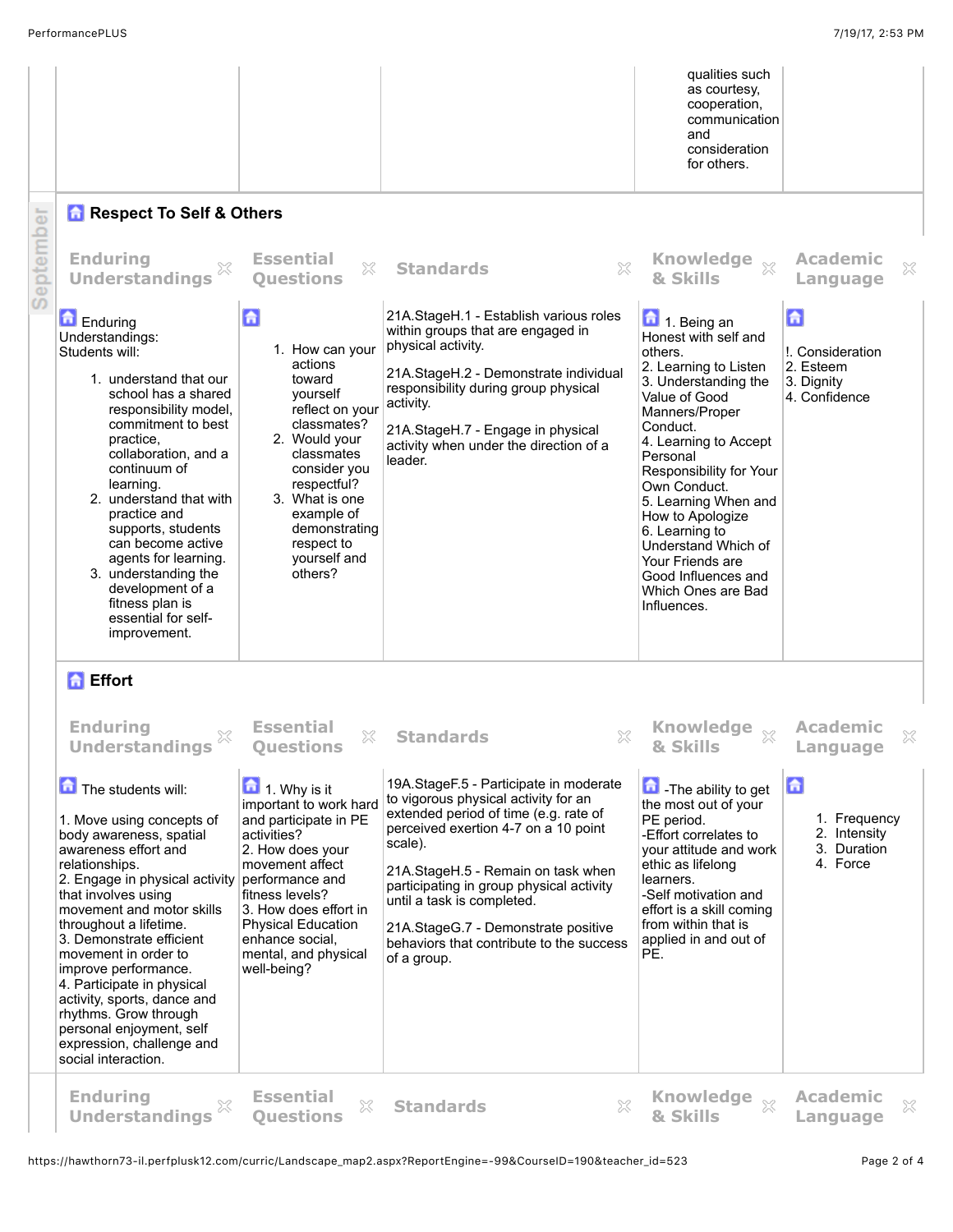| | | | qualities such as courtesy, cooperation, communication and consideration for others. | |
|---|---|---|---|---|

## Respect To Self & Others

| Enduring Understandings | Essential Questions | Standards | Knowledge & Skills | Academic Language |
|---|---|---|---|---|
| Enduring Understandings: Students will: <br> 1. understand that our school has a shared responsibility model, commitment to best practice, collaboration, and a continuum of learning. <br> 2. understand that with practice and supports, students can become active agents for learning. <br> 3. understanding the development of a fitness plan is essential for self-improvement. | 1. How can your actions toward yourself reflect on your classmates? <br> 2. Would your classmates consider you respectful? <br> 3. What is one example of demonstrating respect to yourself and others? | 21A.StageH.1 - Establish various roles within groups that are engaged in physical activity. <br><br> 21A.StageH.2 - Demonstrate individual responsibility during group physical activity. <br><br> 21A.StageH.7 - Engage in physical activity when under the direction of a leader. | 1. Being an Honest with self and others. <br> 2. Learning to Listen <br> 3. Understanding the Value of Good Manners/Proper Conduct. <br> 4. Learning to Accept Personal Responsibility for Your Own Conduct. <br> 5. Learning When and How to Apologize <br> 6. Learning to Understand Which of Your Friends are Good Influences and Which Ones are Bad Influences. | !. Consideration <br> 2. Esteem <br> 3. Dignity <br> 4. Confidence |

## Effort

| Enduring Understandings | Essential Questions | Standards | Knowledge & Skills | Academic Language |
|---|---|---|---|---|
| The students will: <br><br> 1. Move using concepts of body awareness, spatial awareness effort and relationships. <br> 2. Engage in physical activity that involves using movement and motor skills throughout a lifetime. <br> 3. Demonstrate efficient movement in order to improve performance. <br> 4. Participate in physical activity, sports, dance and rhythms. Grow through personal enjoyment, self expression, challenge and social interaction. | 1. Why is it important to work hard and participate in PE activities? <br> 2. How does your movement affect performance and fitness levels? <br> 3. How does effort in Physical Education enhance social, mental, and physical well-being? | 19A.StageF.5 - Participate in moderate to vigorous physical activity for an extended period of time (e.g. rate of perceived exertion 4-7 on a 10 point scale). <br><br> 21A.StageH.5 - Remain on task when participating in group physical activity until a task is completed. <br><br> 21A.StageG.7 - Demonstrate positive behaviors that contribute to the success of a group. | -The ability to get the most out of your PE period. <br> -Effort correlates to your attitude and work ethic as lifelong learners. <br> -Self motivation and effort is a skill coming from within that is applied in and out of PE. | 1. Frequency <br> 2. Intensity <br> 3. Duration <br> 4. Force |

| Enduring Understandings | Essential Questions | Standards | Knowledge & Skills | Academic Language |
|---|---|---|---|---|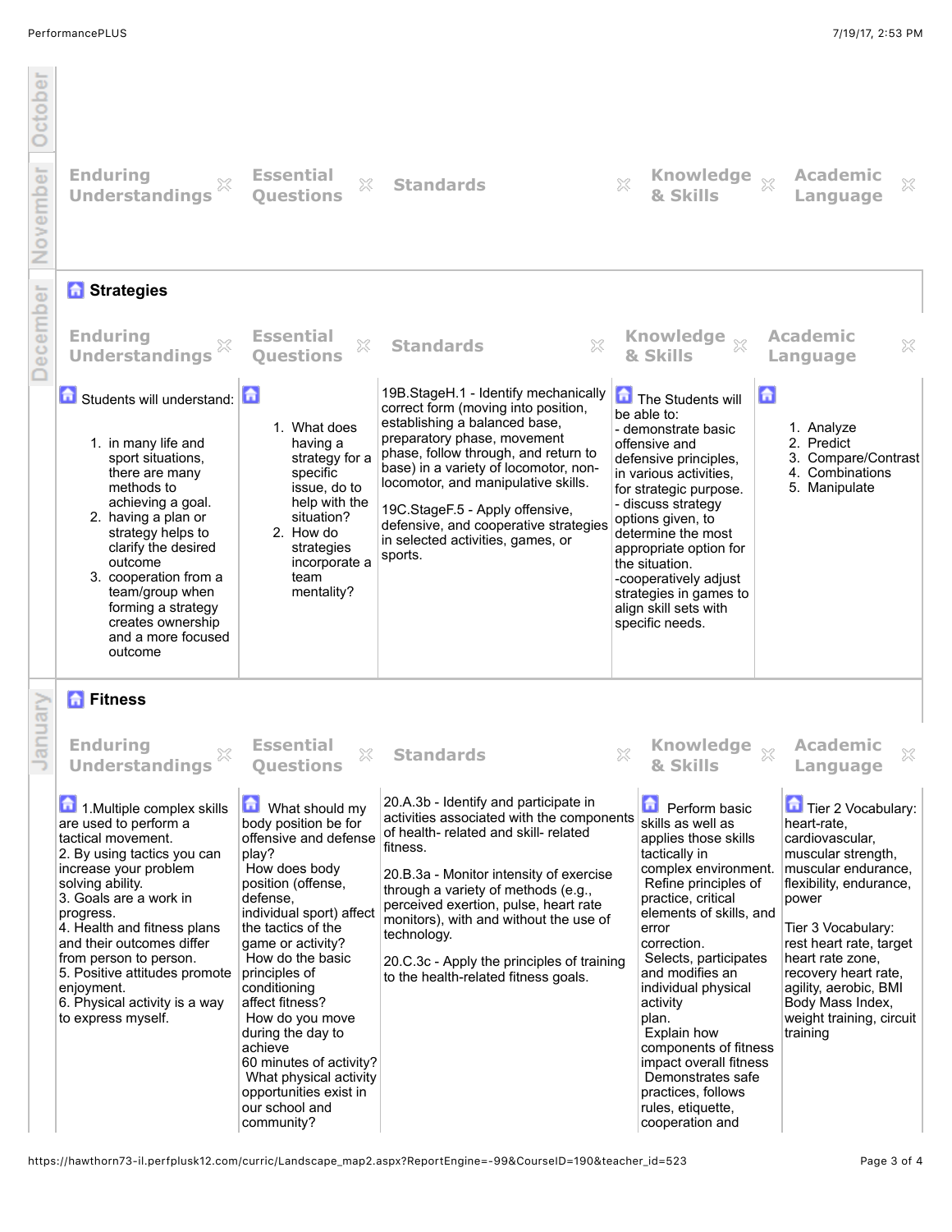| Enduring Understandings | Essential Questions | Standards | Knowledge & Skills | Academic Language |
|---|---|---|---|---|

## Strategies

| Enduring Understandings | Essential Questions | Standards | Knowledge & Skills | Academic Language |
|---|---|---|---|---|
| Students will understand:<br>1. in many life and sport situations, there are many methods to achieving a goal.<br>2. having a plan or strategy helps to clarify the desired outcome<br>3. cooperation from a team/group when forming a strategy creates ownership and a more focused outcome | 1. What does having a strategy for a specific issue, do to help with the situation?<br>2. How do strategies incorporate a team mentality? | 19B.StageH.1 - Identify mechanically correct form (moving into position, establishing a balanced base, preparatory phase, movement phase, follow through, and return to base) in a variety of locomotor, non-locomotor, and manipulative skills.<br><br>19C.StageF.5 - Apply offensive, defensive, and cooperative strategies in selected activities, games, or sports. | The Students will be able to:<br>- demonstrate basic offensive and defensive principles, in various activities, for strategic purpose.<br>- discuss strategy options given, to determine the most appropriate option for the situation.<br>-cooperatively adjust strategies in games to align skill sets with specific needs. | 1. Analyze<br>2. Predict<br>3. Compare/Contrast<br>4. Combinations<br>5. Manipulate |

## Fitness

| Enduring Understandings | Essential Questions | Standards | Knowledge & Skills | Academic Language |
|---|---|---|---|---|
| 1.Multiple complex skills are used to perform a tactical movement.<br>2. By using tactics you can increase your problem solving ability.<br>3. Goals are a work in progress.<br>4. Health and fitness plans and their outcomes differ from person to person.<br>5. Positive attitudes promote enjoyment.<br>6. Physical activity is a way to express myself. | What should my body position be for offensive and defense play?<br>How does body position (offense, defense, individual sport) affect the tactics of the game or activity?<br>How do the basic principles of conditioning affect fitness?<br>How do you move during the day to achieve 60 minutes of activity?<br>What physical activity opportunities exist in our school and community? | 20.A.3b - Identify and participate in activities associated with the components of health- related and skill- related fitness.<br><br>20.B.3a - Monitor intensity of exercise through a variety of methods (e.g., perceived exertion, pulse, heart rate monitors), with and without the use of technology.<br><br>20.C.3c - Apply the principles of training to the health-related fitness goals. | Perform basic skills as well as applies those skills tactically in complex environment.<br>Refine principles of practice, critical elements of skills, and error correction.<br>Selects, participates and modifies an individual physical activity plan.<br>Explain how components of fitness impact overall fitness<br>Demonstrates safe practices, follows rules, etiquette, cooperation and | Tier 2 Vocabulary: heart-rate, cardiovascular, muscular strength, muscular endurance, flexibility, endurance, power<br><br>Tier 3 Vocabulary: rest heart rate, target heart rate zone, recovery heart rate, agility, aerobic, BMI Body Mass Index, weight training, circuit training |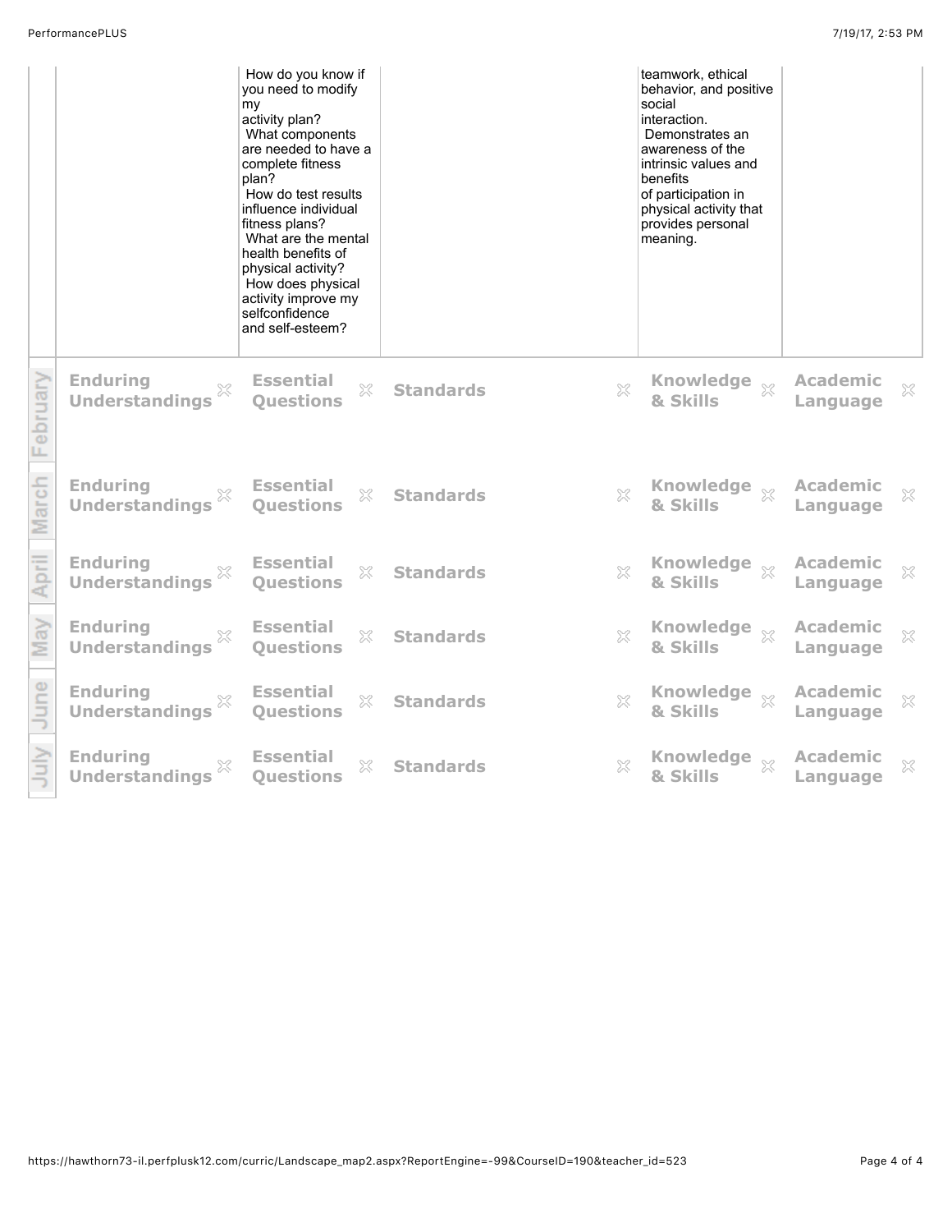| | | | | | |
|---|---|---|---|---|---|
| | | How do you know if you need to modify my activity plan?<br>What components are needed to have a complete fitness plan?<br>How do test results influence individual fitness plans?<br>What are the mental health benefits of physical activity?<br>How does physical activity improve my selfconfidence and self-esteem? | | teamwork, ethical behavior, and positive social interaction.<br>Demonstrates an awareness of the intrinsic values and benefits of participation in physical activity that provides personal meaning. | |
| February | **Enduring Understandings** | **Essential Questions** | **Standards** | **Knowledge & Skills** | **Academic Language** |
| March | **Enduring Understandings** | **Essential Questions** | **Standards** | **Knowledge & Skills** | **Academic Language** |
| April | **Enduring Understandings** | **Essential Questions** | **Standards** | **Knowledge & Skills** | **Academic Language** |
| May | **Enduring Understandings** | **Essential Questions** | **Standards** | **Knowledge & Skills** | **Academic Language** |
| June | **Enduring Understandings** | **Essential Questions** | **Standards** | **Knowledge & Skills** | **Academic Language** |
| July | **Enduring Understandings** | **Essential Questions** | **Standards** | **Knowledge & Skills** | **Academic Language** |